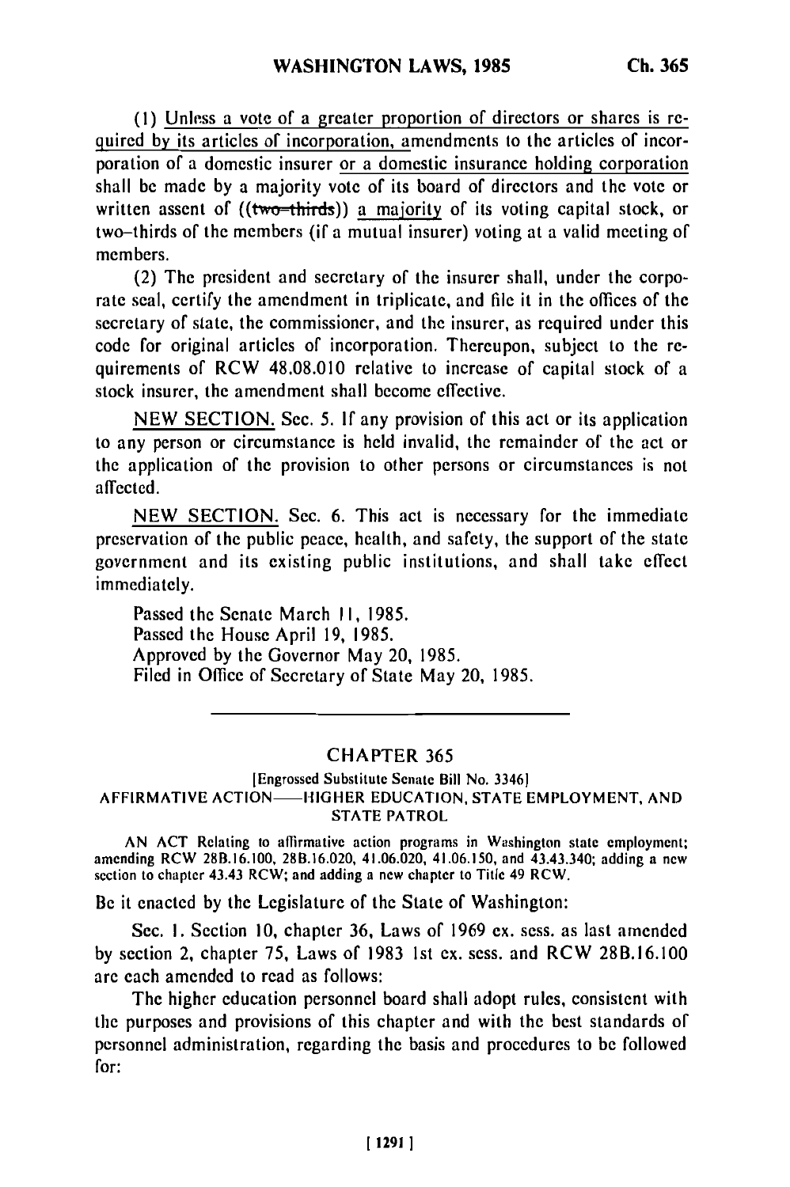(1) Unless a vote of a greater proportion of directors or shares is required by its articles of incorporation, amendments to the articles of incorporation of a domestic insurer or a domestic insurance holding corporation shall be made by a majority vote of its board of directors and the vote or written assent of ((~~two-thirds~~)) a majority of its voting capital stock, or two-thirds of the members (if a mutual insurer) voting at a valid meeting of members.

(2) The president and secretary of the insurer shall, under the corporate seal, certify the amendment in triplicate, and file it in the offices of the secretary of state, the commissioner, and the insurer, as required under this code for original articles of incorporation. Thereupon, subject to the requirements of RCW 48.08.010 relative to increase of capital stock of a stock insurer, the amendment shall become effective.

NEW SECTION. Sec. 5. If any provision of this act or its application to any person or circumstance is held invalid, the remainder of the act or the application of the provision to other persons or circumstances is not affected.

NEW SECTION. Sec. 6. This act is necessary for the immediate preservation of the public peace, health, and safety, the support of the state government and its existing public institutions, and shall take effect immediately.

Passed the Senate March 11, 1985.
Passed the House April 19, 1985.
Approved by the Governor May 20, 1985.
Filed in Office of Secretary of State May 20, 1985.

---

## CHAPTER 365

[Engrossed Substitute Senate Bill No. 3346]

### AFFIRMATIVE ACTION——HIGHER EDUCATION, STATE EMPLOYMENT, AND STATE PATROL

AN ACT Relating to affirmative action programs in Washington state employment; amending RCW 28B.16.100, 28B.16.020, 41.06.020, 41.06.150, and 43.43.340; adding a new section to chapter 43.43 RCW; and adding a new chapter to Title 49 RCW.

Be it enacted by the Legislature of the State of Washington:

Sec. 1. Section 10, chapter 36, Laws of 1969 ex. sess. as last amended by section 2, chapter 75, Laws of 1983 1st ex. sess. and RCW 28B.16.100 are each amended to read as follows:

The higher education personnel board shall adopt rules, consistent with the purposes and provisions of this chapter and with the best standards of personnel administration, regarding the basis and procedures to be followed for: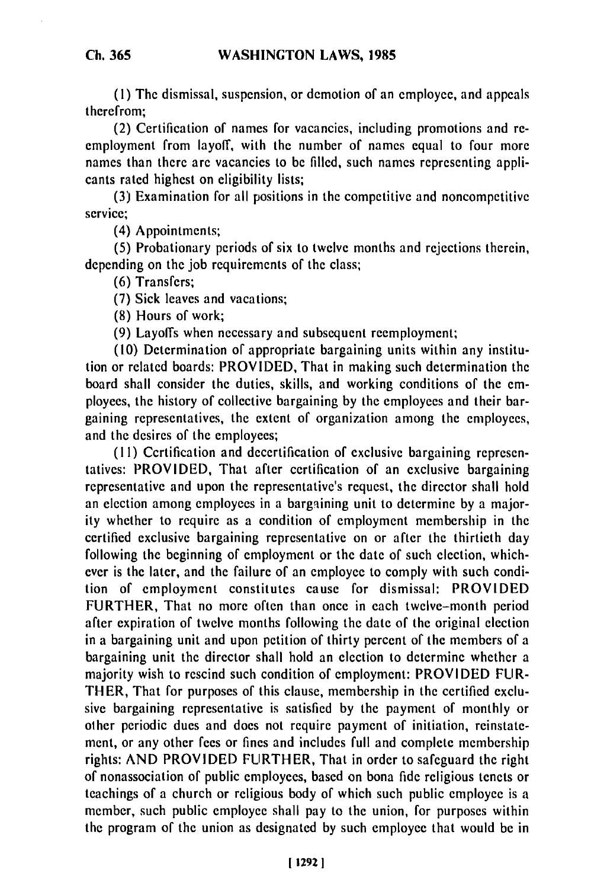(1) The dismissal, suspension, or demotion of an employee, and appeals therefrom;

(2) Certification of names for vacancies, including promotions and reemployment from layoff, with the number of names equal to four more names than there are vacancies to be filled, such names representing applicants rated highest on eligibility lists;

(3) Examination for all positions in the competitive and noncompetitive service;

(4) Appointments;

(5) Probationary periods of six to twelve months and rejections therein, depending on the job requirements of the class;

(6) Transfers;

(7) Sick leaves and vacations;

(8) Hours of work;

(9) Layoffs when necessary and subsequent reemployment;

(10) Determination of appropriate bargaining units within any institution or related boards: PROVIDED, That in making such determination the board shall consider the duties, skills, and working conditions of the employees, the history of collective bargaining by the employees and their bargaining representatives, the extent of organization among the employees, and the desires of the employees;

(11) Certification and decertification of exclusive bargaining representatives: PROVIDED, That after certification of an exclusive bargaining representative and upon the representative's request, the director shall hold an election among employees in a bargaining unit to determine by a majority whether to require as a condition of employment membership in the certified exclusive bargaining representative on or after the thirtieth day following the beginning of employment or the date of such election, whichever is the later, and the failure of an employee to comply with such condition of employment constitutes cause for dismissal: PROVIDED FURTHER, That no more often than once in each twelve-month period after expiration of twelve months following the date of the original election in a bargaining unit and upon petition of thirty percent of the members of a bargaining unit the director shall hold an election to determine whether a majority wish to rescind such condition of employment: PROVIDED FURTHER, That for purposes of this clause, membership in the certified exclusive bargaining representative is satisfied by the payment of monthly or other periodic dues and does not require payment of initiation, reinstatement, or any other fees or fines and includes full and complete membership rights: AND PROVIDED FURTHER, That in order to safeguard the right of nonassociation of public employees, based on bona fide religious tenets or teachings of a church or religious body of which such public employee is a member, such public employee shall pay to the union, for purposes within the program of the union as designated by such employee that would be in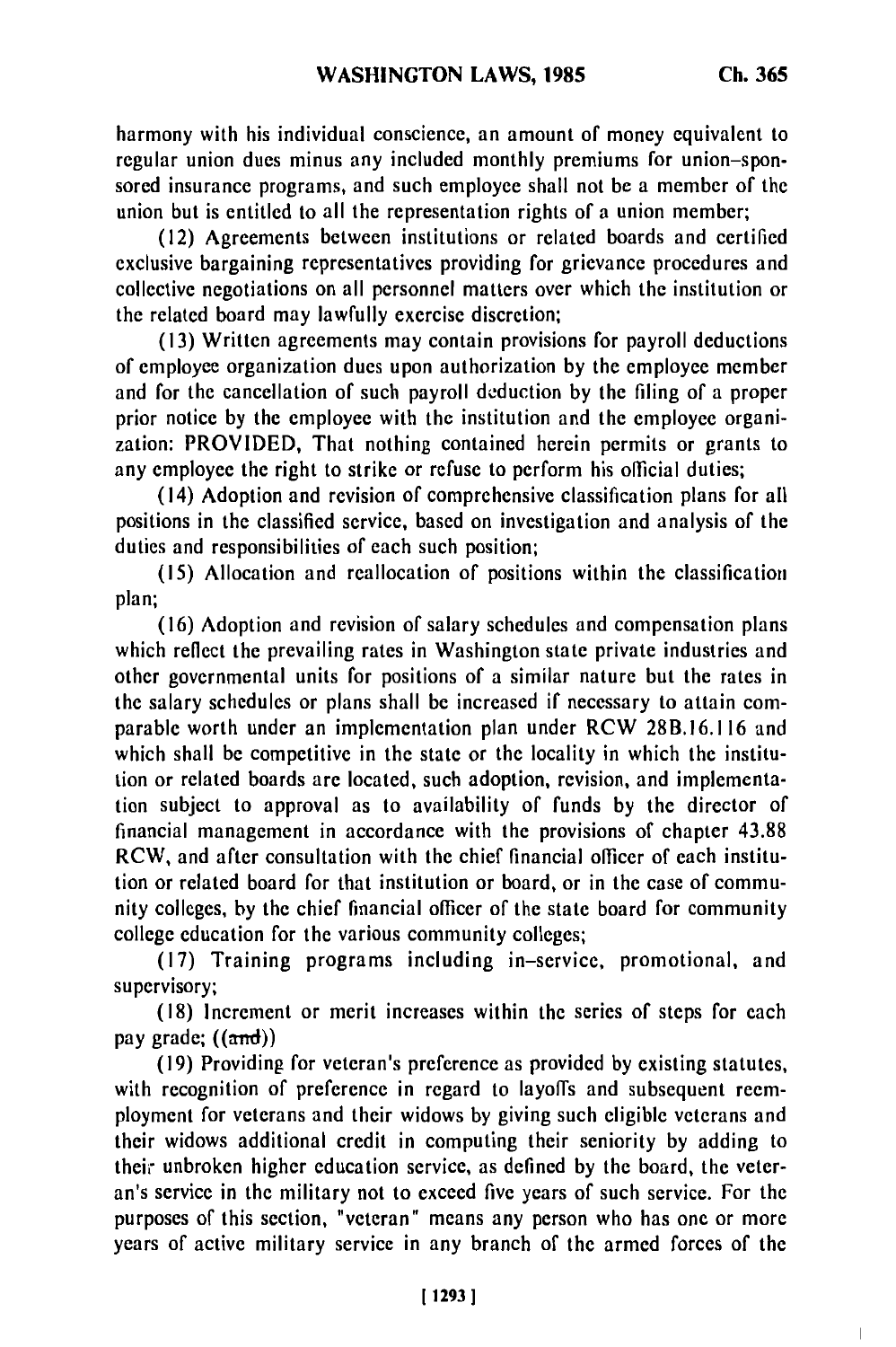harmony with his individual conscience, an amount of money equivalent to regular union dues minus any included monthly premiums for union-sponsored insurance programs, and such employee shall not be a member of the union but is entitled to all the representation rights of a union member;

(12) Agreements between institutions or related boards and certified exclusive bargaining representatives providing for grievance procedures and collective negotiations on all personnel matters over which the institution or the related board may lawfully exercise discretion;

(13) Written agreements may contain provisions for payroll deductions of employee organization dues upon authorization by the employee member and for the cancellation of such payroll deduction by the filing of a proper prior notice by the employee with the institution and the employee organization: PROVIDED, That nothing contained herein permits or grants to any employee the right to strike or refuse to perform his official duties;

(14) Adoption and revision of comprehensive classification plans for all positions in the classified service, based on investigation and analysis of the duties and responsibilities of each such position;

(15) Allocation and reallocation of positions within the classification plan;

(16) Adoption and revision of salary schedules and compensation plans which reflect the prevailing rates in Washington state private industries and other governmental units for positions of a similar nature but the rates in the salary schedules or plans shall be increased if necessary to attain comparable worth under an implementation plan under RCW 28B.16.116 and which shall be competitive in the state or the locality in which the institution or related boards are located, such adoption, revision, and implementation subject to approval as to availability of funds by the director of financial management in accordance with the provisions of chapter 43.88 RCW, and after consultation with the chief financial officer of each institution or related board for that institution or board, or in the case of community colleges, by the chief financial officer of the state board for community college education for the various community colleges;

(17) Training programs including in-service, promotional, and supervisory;

(18) Increment or merit increases within the series of steps for each pay grade; ((~~and~~))

(19) Providing for veteran's preference as provided by existing statutes, with recognition of preference in regard to layoffs and subsequent reemployment for veterans and their widows by giving such eligible veterans and their widows additional credit in computing their seniority by adding to their unbroken higher education service, as defined by the board, the veteran's service in the military not to exceed five years of such service. For the purposes of this section, "veteran" means any person who has one or more years of active military service in any branch of the armed forces of the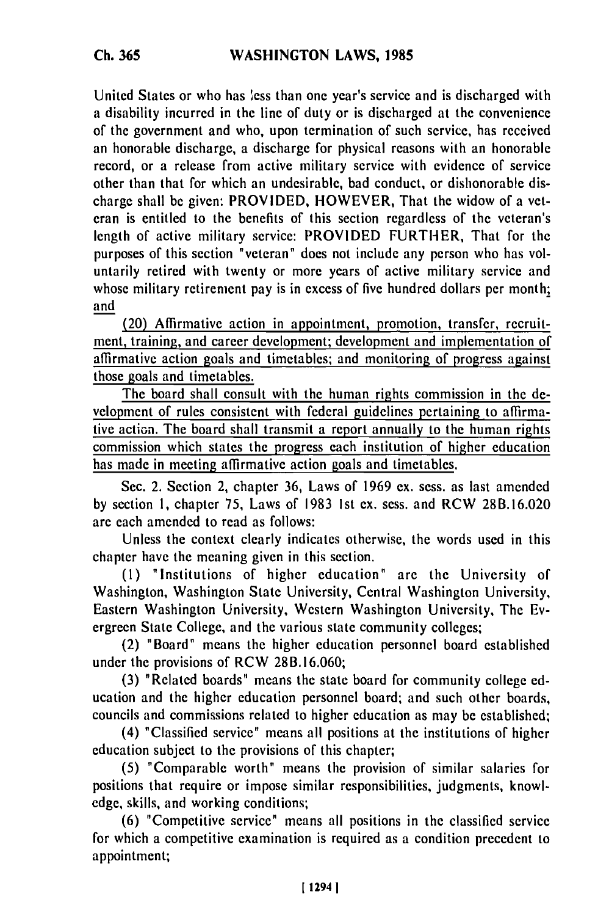United States or who has less than one year's service and is discharged with a disability incurred in the line of duty or is discharged at the convenience of the government and who, upon termination of such service, has received an honorable discharge, a discharge for physical reasons with an honorable record, or a release from active military service with evidence of service other than that for which an undesirable, bad conduct, or dishonorable discharge shall be given: PROVIDED, HOWEVER, That the widow of a veteran is entitled to the benefits of this section regardless of the veteran's length of active military service: PROVIDED FURTHER, That for the purposes of this section "veteran" does not include any person who has voluntarily retired with twenty or more years of active military service and whose military retirement pay is in excess of five hundred dollars per month; and

(20) Affirmative action in appointment, promotion, transfer, recruitment, training, and career development; development and implementation of affirmative action goals and timetables; and monitoring of progress against those goals and timetables.

The board shall consult with the human rights commission in the development of rules consistent with federal guidelines pertaining to affirmative action. The board shall transmit a report annually to the human rights commission which states the progress each institution of higher education has made in meeting affirmative action goals and timetables.

Sec. 2. Section 2, chapter 36, Laws of 1969 ex. sess. as last amended by section 1, chapter 75, Laws of 1983 1st ex. sess. and RCW 28B.16.020 are each amended to read as follows:

Unless the context clearly indicates otherwise, the words used in this chapter have the meaning given in this section.

(1) "Institutions of higher education" are the University of Washington, Washington State University, Central Washington University, Eastern Washington University, Western Washington University, The Evergreen State College, and the various state community colleges;

(2) "Board" means the higher education personnel board established under the provisions of RCW 28B.16.060;

(3) "Related boards" means the state board for community college education and the higher education personnel board; and such other boards, councils and commissions related to higher education as may be established;

(4) "Classified service" means all positions at the institutions of higher education subject to the provisions of this chapter;

(5) "Comparable worth" means the provision of similar salaries for positions that require or impose similar responsibilities, judgments, knowledge, skills, and working conditions;

(6) "Competitive service" means all positions in the classified service for which a competitive examination is required as a condition precedent to appointment;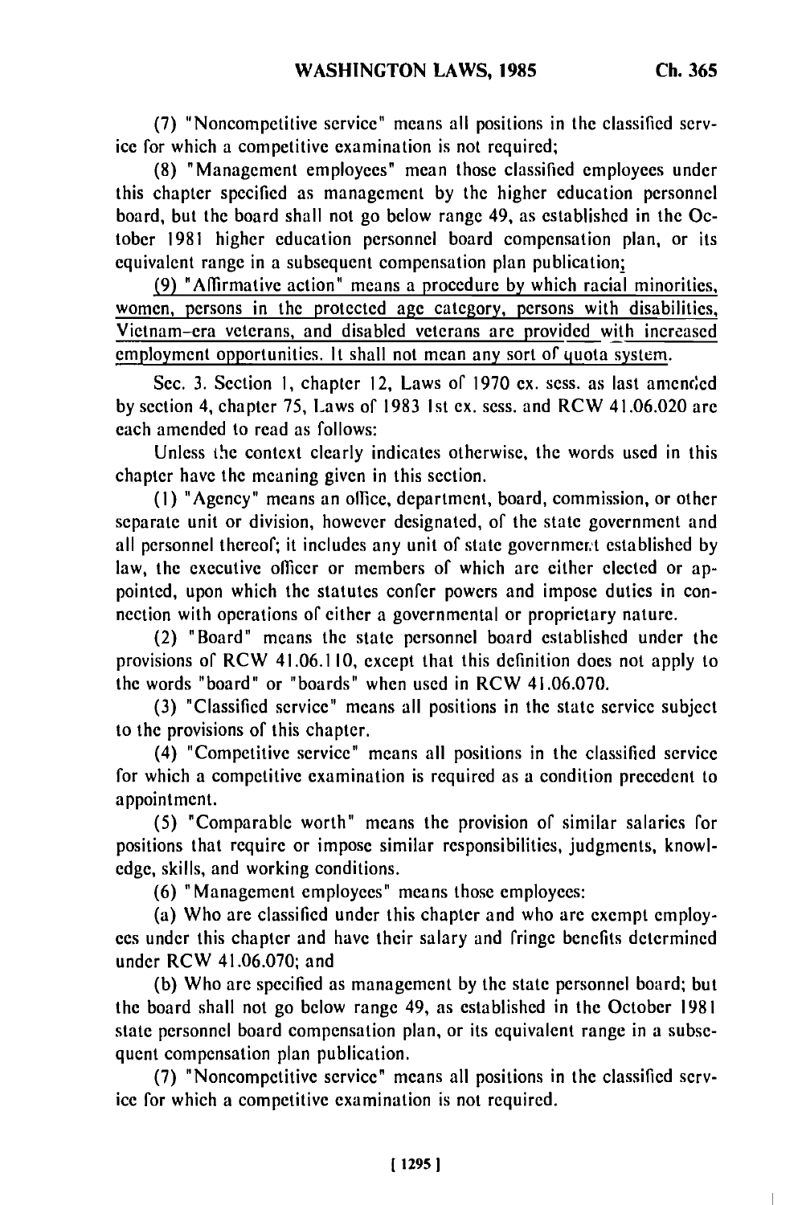(7) "Noncompetitive service" means all positions in the classified service for which a competitive examination is not required;

(8) "Management employees" mean those classified employees under this chapter specified as management by the higher education personnel board, but the board shall not go below range 49, as established in the October 1981 higher education personnel board compensation plan, or its equivalent range in a subsequent compensation plan publication;

(9) "Affirmative action" means a procedure by which racial minorities, women, persons in the protected age category, persons with disabilities, Vietnam-era veterans, and disabled veterans are provided with increased employment opportunities. It shall not mean any sort of quota system.

Sec. 3. Section 1, chapter 12, Laws of 1970 ex. sess. as last amended by section 4, chapter 75, Laws of 1983 1st ex. sess. and RCW 41.06.020 are each amended to read as follows:

Unless the context clearly indicates otherwise, the words used in this chapter have the meaning given in this section.

(1) "Agency" means an office, department, board, commission, or other separate unit or division, however designated, of the state government and all personnel thereof; it includes any unit of state government established by law, the executive officer or members of which are either elected or appointed, upon which the statutes confer powers and impose duties in connection with operations of either a governmental or proprietary nature.

(2) "Board" means the state personnel board established under the provisions of RCW 41.06.110, except that this definition does not apply to the words "board" or "boards" when used in RCW 41.06.070.

(3) "Classified service" means all positions in the state service subject to the provisions of this chapter.

(4) "Competitive service" means all positions in the classified service for which a competitive examination is required as a condition precedent to appointment.

(5) "Comparable worth" means the provision of similar salaries for positions that require or impose similar responsibilities, judgments, knowledge, skills, and working conditions.

(6) "Management employees" means those employees:

(a) Who are classified under this chapter and who are exempt employees under this chapter and have their salary and fringe benefits determined under RCW 41.06.070; and

(b) Who are specified as management by the state personnel board; but the board shall not go below range 49, as established in the October 1981 state personnel board compensation plan, or its equivalent range in a subsequent compensation plan publication.

(7) "Noncompetitive service" means all positions in the classified service for which a competitive examination is not required.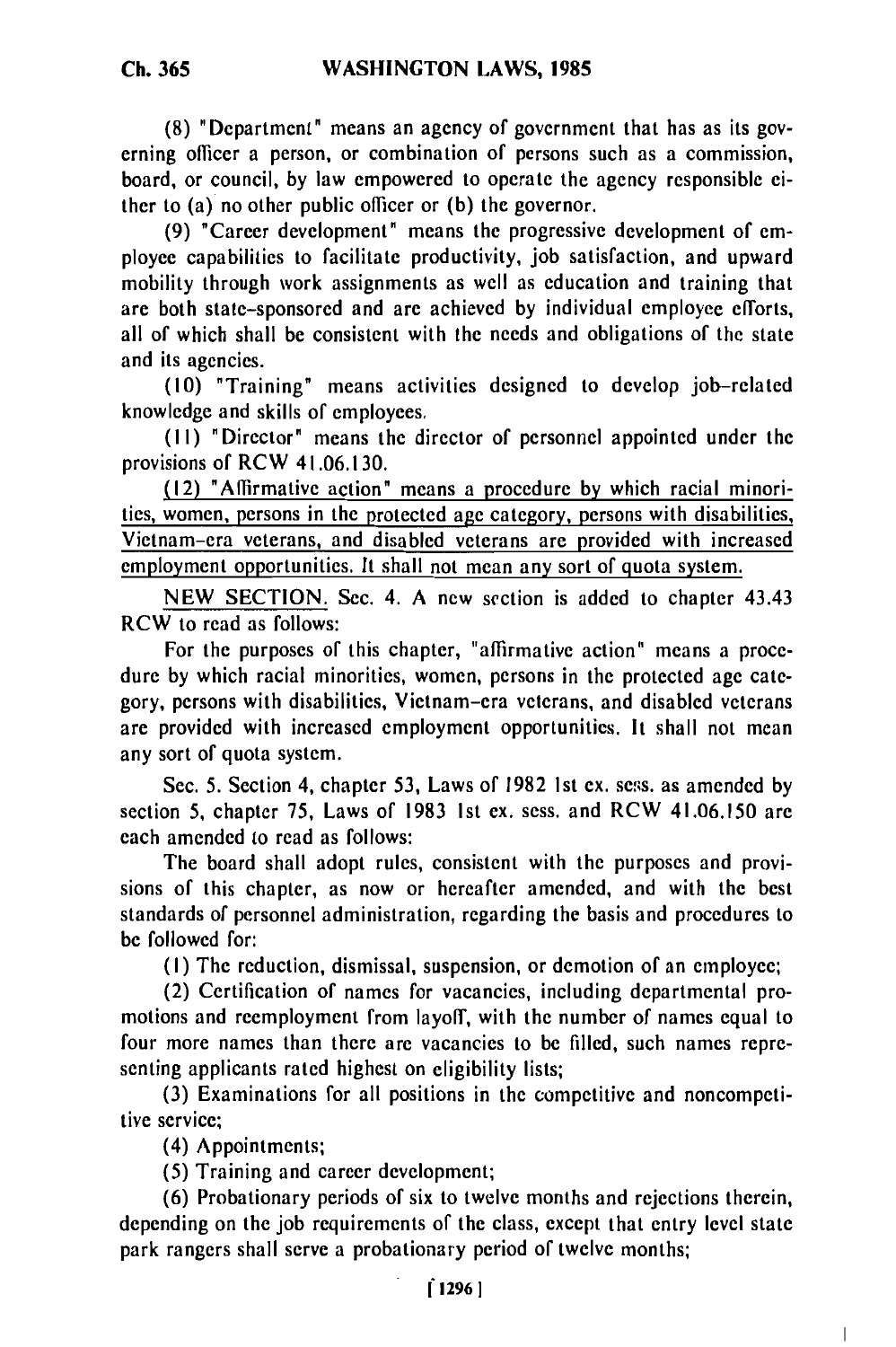(8) "Department" means an agency of government that has as its governing officer a person, or combination of persons such as a commission, board, or council, by law empowered to operate the agency responsible either to (a) no other public officer or (b) the governor.

(9) "Career development" means the progressive development of employee capabilities to facilitate productivity, job satisfaction, and upward mobility through work assignments as well as education and training that are both state-sponsored and are achieved by individual employee efforts, all of which shall be consistent with the needs and obligations of the state and its agencies.

(10) "Training" means activities designed to develop job-related knowledge and skills of employees.

(11) "Director" means the director of personnel appointed under the provisions of RCW 41.06.130.

<u>(12) "Affirmative action" means a procedure by which racial minorities, women, persons in the protected age category, persons with disabilities, Vietnam-era veterans, and disabled veterans are provided with increased employment opportunities. It shall not mean any sort of quota system.</u>

<u>NEW SECTION.</u> Sec. 4. A new section is added to chapter 43.43 RCW to read as follows:

For the purposes of this chapter, "affirmative action" means a procedure by which racial minorities, women, persons in the protected age category, persons with disabilities, Vietnam-era veterans, and disabled veterans are provided with increased employment opportunities. It shall not mean any sort of quota system.

Sec. 5. Section 4, chapter 53, Laws of 1982 1st ex. sess. as amended by section 5, chapter 75, Laws of 1983 1st ex. sess. and RCW 41.06.150 are each amended to read as follows:

The board shall adopt rules, consistent with the purposes and provisions of this chapter, as now or hereafter amended, and with the best standards of personnel administration, regarding the basis and procedures to be followed for:

(1) The reduction, dismissal, suspension, or demotion of an employee;

(2) Certification of names for vacancies, including departmental promotions and reemployment from layoff, with the number of names equal to four more names than there are vacancies to be filled, such names representing applicants rated highest on eligibility lists;

(3) Examinations for all positions in the competitive and noncompetitive service;

(4) Appointments;

(5) Training and career development;

(6) Probationary periods of six to twelve months and rejections therein, depending on the job requirements of the class, except that entry level state park rangers shall serve a probationary period of twelve months;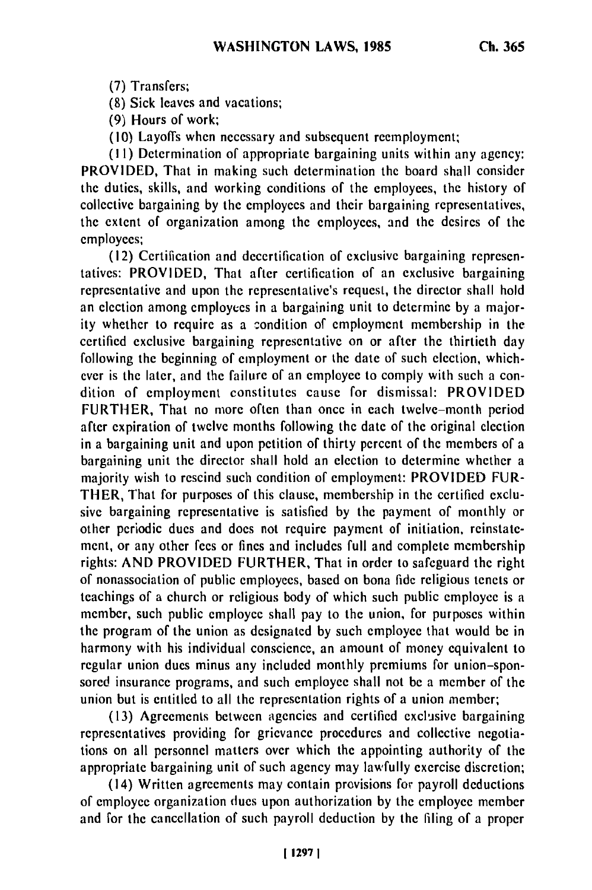(7) Transfers;

(8) Sick leaves and vacations;

(9) Hours of work;

(10) Layoffs when necessary and subsequent reemployment;

(11) Determination of appropriate bargaining units within any agency: PROVIDED, That in making such determination the board shall consider the duties, skills, and working conditions of the employees, the history of collective bargaining by the employees and their bargaining representatives, the extent of organization among the employees, and the desires of the employees;

(12) Certification and decertification of exclusive bargaining representatives: PROVIDED, That after certification of an exclusive bargaining representative and upon the representative's request, the director shall hold an election among employees in a bargaining unit to determine by a majority whether to require as a condition of employment membership in the certified exclusive bargaining representative on or after the thirtieth day following the beginning of employment or the date of such election, whichever is the later, and the failure of an employee to comply with such a condition of employment constitutes cause for dismissal: PROVIDED FURTHER, That no more often than once in each twelve-month period after expiration of twelve months following the date of the original election in a bargaining unit and upon petition of thirty percent of the members of a bargaining unit the director shall hold an election to determine whether a majority wish to rescind such condition of employment: PROVIDED FURTHER, That for purposes of this clause, membership in the certified exclusive bargaining representative is satisfied by the payment of monthly or other periodic dues and does not require payment of initiation, reinstatement, or any other fees or fines and includes full and complete membership rights: AND PROVIDED FURTHER, That in order to safeguard the right of nonassociation of public employees, based on bona fide religious tenets or teachings of a church or religious body of which such public employee is a member, such public employee shall pay to the union, for purposes within the program of the union as designated by such employee that would be in harmony with his individual conscience, an amount of money equivalent to regular union dues minus any included monthly premiums for union-sponsored insurance programs, and such employee shall not be a member of the union but is entitled to all the representation rights of a union member;

(13) Agreements between agencies and certified exclusive bargaining representatives providing for grievance procedures and collective negotiations on all personnel matters over which the appointing authority of the appropriate bargaining unit of such agency may lawfully exercise discretion;

(14) Written agreements may contain provisions for payroll deductions of employee organization dues upon authorization by the employee member and for the cancellation of such payroll deduction by the filing of a proper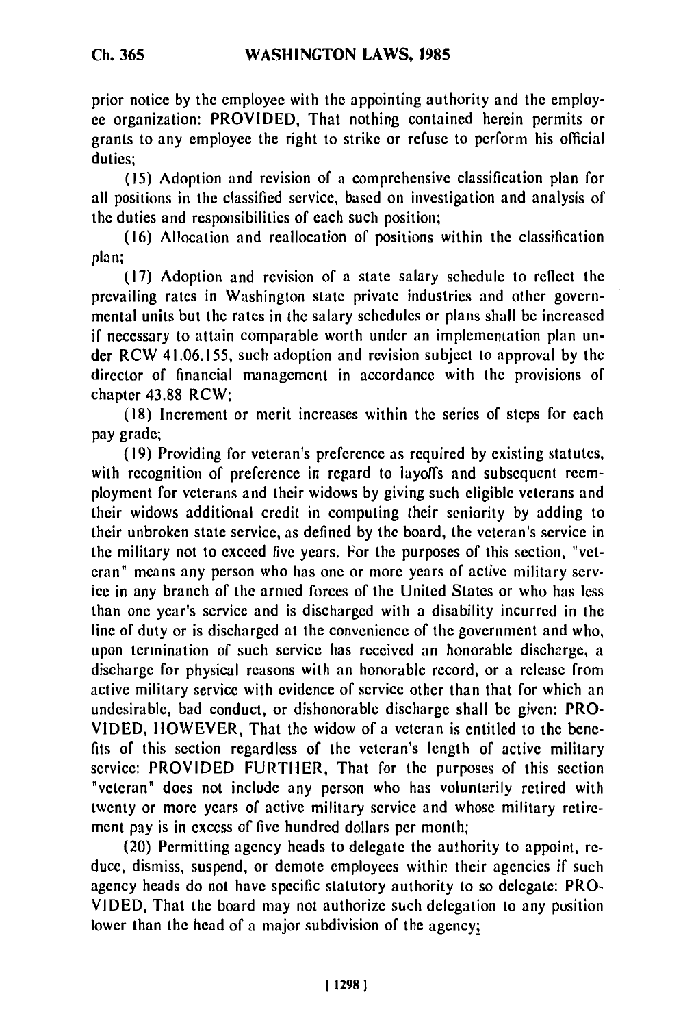prior notice by the employee with the appointing authority and the employee organization: PROVIDED, That nothing contained herein permits or grants to any employee the right to strike or refuse to perform his official duties;

(15) Adoption and revision of a comprehensive classification plan for all positions in the classified service, based on investigation and analysis of the duties and responsibilities of each such position;

(16) Allocation and reallocation of positions within the classification plan;

(17) Adoption and revision of a state salary schedule to reflect the prevailing rates in Washington state private industries and other governmental units but the rates in the salary schedules or plans shall be increased if necessary to attain comparable worth under an implementation plan under RCW 41.06.155, such adoption and revision subject to approval by the director of financial management in accordance with the provisions of chapter 43.88 RCW;

(18) Increment or merit increases within the series of steps for each pay grade;

(19) Providing for veteran's preference as required by existing statutes, with recognition of preference in regard to layoffs and subsequent reemployment for veterans and their widows by giving such eligible veterans and their widows additional credit in computing their seniority by adding to their unbroken state service, as defined by the board, the veteran's service in the military not to exceed five years. For the purposes of this section, "veteran" means any person who has one or more years of active military service in any branch of the armed forces of the United States or who has less than one year's service and is discharged with a disability incurred in the line of duty or is discharged at the convenience of the government and who, upon termination of such service has received an honorable discharge, a discharge for physical reasons with an honorable record, or a release from active military service with evidence of service other than that for which an undesirable, bad conduct, or dishonorable discharge shall be given: PROVIDED, HOWEVER, That the widow of a veteran is entitled to the benefits of this section regardless of the veteran's length of active military service: PROVIDED FURTHER, That for the purposes of this section "veteran" does not include any person who has voluntarily retired with twenty or more years of active military service and whose military retirement pay is in excess of five hundred dollars per month;

(20) Permitting agency heads to delegate the authority to appoint, reduce, dismiss, suspend, or demote employees within their agencies if such agency heads do not have specific statutory authority to so delegate: PROVIDED, That the board may not authorize such delegation to any position lower than the head of a major subdivision of the agency;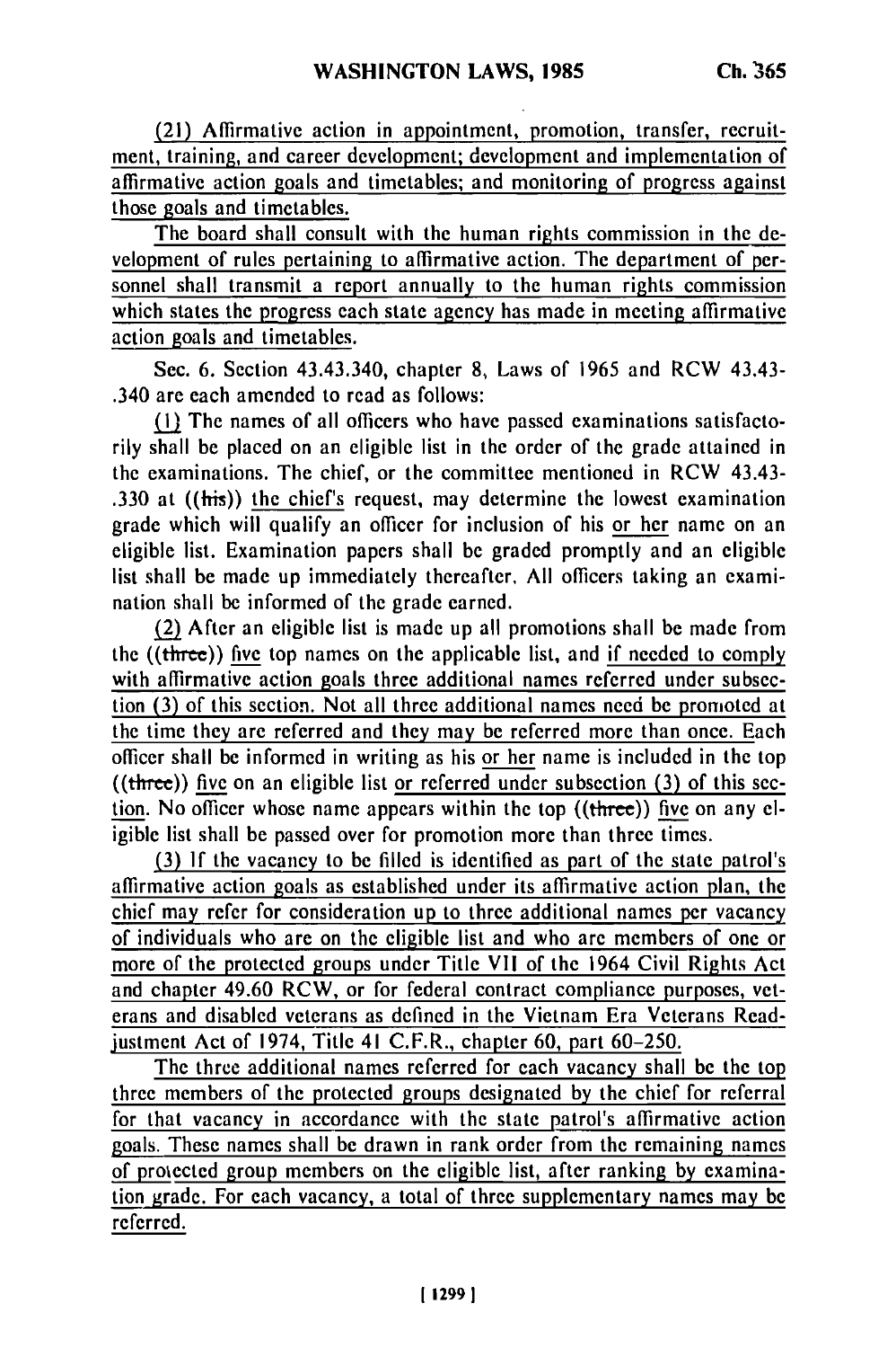(21) Affirmative action in appointment, promotion, transfer, recruitment, training, and career development; development and implementation of affirmative action goals and timetables; and monitoring of progress against those goals and timetables.

The board shall consult with the human rights commission in the development of rules pertaining to affirmative action. The department of personnel shall transmit a report annually to the human rights commission which states the progress each state agency has made in meeting affirmative action goals and timetables.

Sec. 6. Section 43.43.340, chapter 8, Laws of 1965 and RCW 43.43-.340 are each amended to read as follows:

(1) The names of all officers who have passed examinations satisfactorily shall be placed on an eligible list in the order of the grade attained in the examinations. The chief, or the committee mentioned in RCW 43.43-.330 at ((his)) the chief's request, may determine the lowest examination grade which will qualify an officer for inclusion of his or her name on an eligible list. Examination papers shall be graded promptly and an eligible list shall be made up immediately thereafter. All officers taking an examination shall be informed of the grade earned.

(2) After an eligible list is made up all promotions shall be made from the ((three)) five top names on the applicable list, and if needed to comply with affirmative action goals three additional names referred under subsection (3) of this section. Not all three additional names need be promoted at the time they are referred and they may be referred more than once. Each officer shall be informed in writing as his or her name is included in the top ((three)) five on an eligible list or referred under subsection (3) of this section. No officer whose name appears within the top ((three)) five on any eligible list shall be passed over for promotion more than three times.

(3) If the vacancy to be filled is identified as part of the state patrol's affirmative action goals as established under its affirmative action plan, the chief may refer for consideration up to three additional names per vacancy of individuals who are on the eligible list and who are members of one or more of the protected groups under Title VII of the 1964 Civil Rights Act and chapter 49.60 RCW, or for federal contract compliance purposes, veterans and disabled veterans as defined in the Vietnam Era Veterans Readjustment Act of 1974, Title 41 C.F.R., chapter 60, part 60-250.

The three additional names referred for each vacancy shall be the top three members of the protected groups designated by the chief for referral for that vacancy in accordance with the state patrol's affirmative action goals. These names shall be drawn in rank order from the remaining names of protected group members on the eligible list, after ranking by examination grade. For each vacancy, a total of three supplementary names may be referred.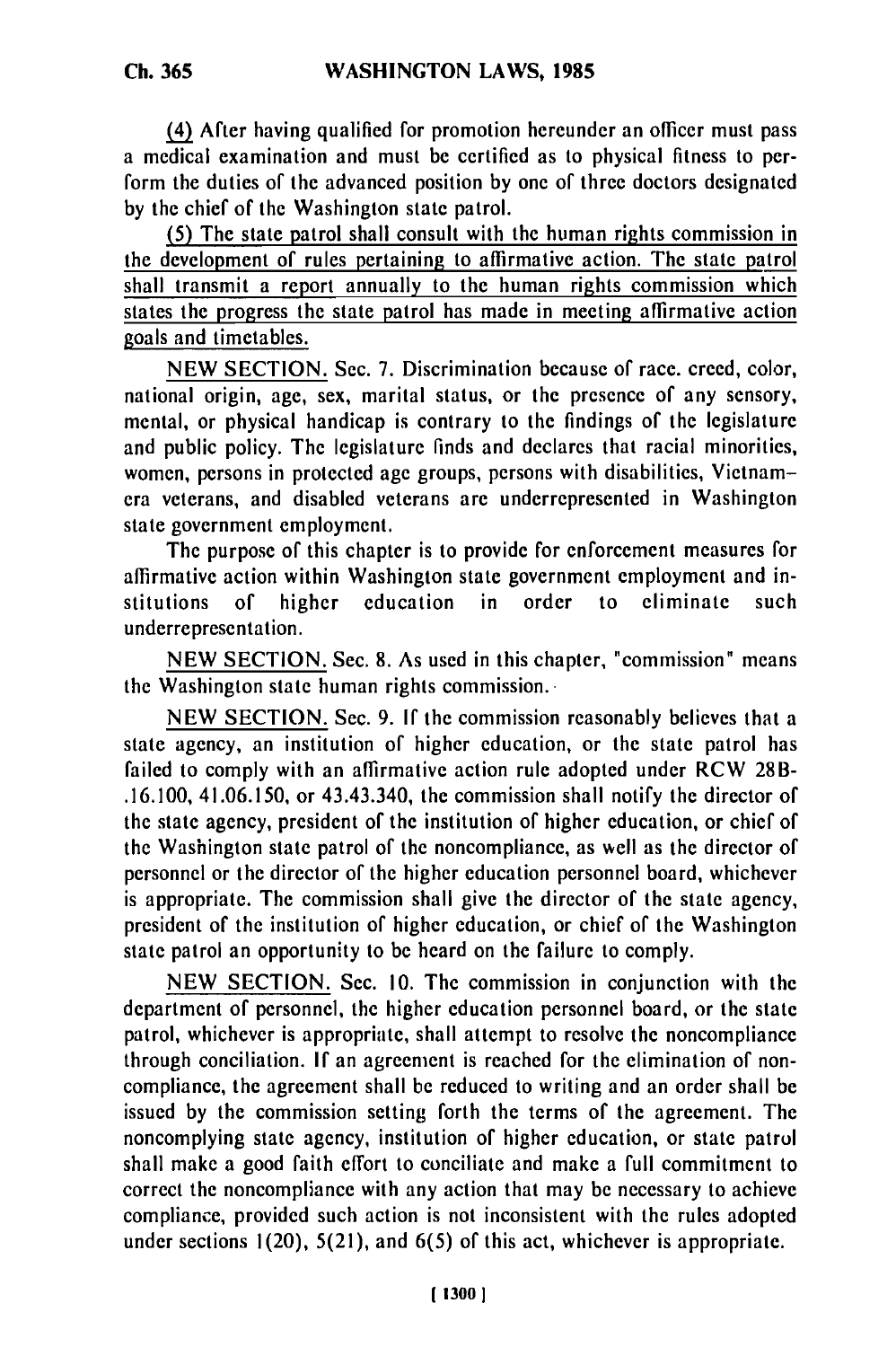(4) After having qualified for promotion hereunder an officer must pass a medical examination and must be certified as to physical fitness to perform the duties of the advanced position by one of three doctors designated by the chief of the Washington state patrol.

(5) The state patrol shall consult with the human rights commission in the development of rules pertaining to affirmative action. The state patrol shall transmit a report annually to the human rights commission which states the progress the state patrol has made in meeting affirmative action goals and timetables.

NEW SECTION. Sec. 7. Discrimination because of race, creed, color, national origin, age, sex, marital status, or the presence of any sensory, mental, or physical handicap is contrary to the findings of the legislature and public policy. The legislature finds and declares that racial minorities, women, persons in protected age groups, persons with disabilities, Vietnam-era veterans, and disabled veterans are underrepresented in Washington state government employment.

The purpose of this chapter is to provide for enforcement measures for affirmative action within Washington state government employment and institutions of higher education in order to eliminate such underrepresentation.

NEW SECTION. Sec. 8. As used in this chapter, "commission" means the Washington state human rights commission.

NEW SECTION. Sec. 9. If the commission reasonably believes that a state agency, an institution of higher education, or the state patrol has failed to comply with an affirmative action rule adopted under RCW 28B-.16.100, 41.06.150, or 43.43.340, the commission shall notify the director of the state agency, president of the institution of higher education, or chief of the Washington state patrol of the noncompliance, as well as the director of personnel or the director of the higher education personnel board, whichever is appropriate. The commission shall give the director of the state agency, president of the institution of higher education, or chief of the Washington state patrol an opportunity to be heard on the failure to comply.

NEW SECTION. Sec. 10. The commission in conjunction with the department of personnel, the higher education personnel board, or the state patrol, whichever is appropriate, shall attempt to resolve the noncompliance through conciliation. If an agreement is reached for the elimination of noncompliance, the agreement shall be reduced to writing and an order shall be issued by the commission setting forth the terms of the agreement. The noncomplying state agency, institution of higher education, or state patrol shall make a good faith effort to conciliate and make a full commitment to correct the noncompliance with any action that may be necessary to achieve compliance, provided such action is not inconsistent with the rules adopted under sections 1(20), 5(21), and 6(5) of this act, whichever is appropriate.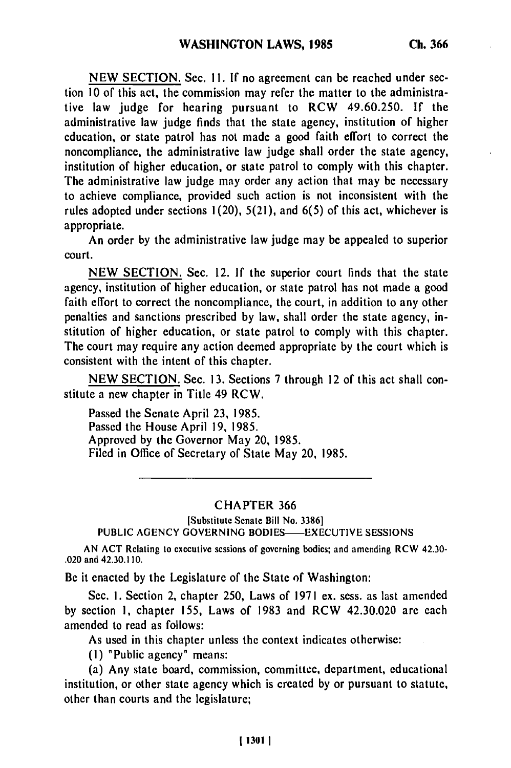NEW SECTION. Sec. 11. If no agreement can be reached under section 10 of this act, the commission may refer the matter to the administrative law judge for hearing pursuant to RCW 49.60.250. If the administrative law judge finds that the state agency, institution of higher education, or state patrol has not made a good faith effort to correct the noncompliance, the administrative law judge shall order the state agency, institution of higher education, or state patrol to comply with this chapter. The administrative law judge may order any action that may be necessary to achieve compliance, provided such action is not inconsistent with the rules adopted under sections 1(20), 5(21), and 6(5) of this act, whichever is appropriate.

An order by the administrative law judge may be appealed to superior court.

NEW SECTION. Sec. 12. If the superior court finds that the state agency, institution of higher education, or state patrol has not made a good faith effort to correct the noncompliance, the court, in addition to any other penalties and sanctions prescribed by law, shall order the state agency, institution of higher education, or state patrol to comply with this chapter. The court may require any action deemed appropriate by the court which is consistent with the intent of this chapter.

NEW SECTION. Sec. 13. Sections 7 through 12 of this act shall constitute a new chapter in Title 49 RCW.

Passed the Senate April 23, 1985.
Passed the House April 19, 1985.
Approved by the Governor May 20, 1985.
Filed in Office of Secretary of State May 20, 1985.

---

## CHAPTER 366

[Substitute Senate Bill No. 3386]

PUBLIC AGENCY GOVERNING BODIES—EXECUTIVE SESSIONS

AN ACT Relating to executive sessions of governing bodies; and amending RCW 42.30.020 and 42.30.110.

Be it enacted by the Legislature of the State of Washington:

Sec. 1. Section 2, chapter 250, Laws of 1971 ex. sess. as last amended by section 1, chapter 155, Laws of 1983 and RCW 42.30.020 are each amended to read as follows:

As used in this chapter unless the context indicates otherwise:

(1) "Public agency" means:

(a) Any state board, commission, committee, department, educational institution, or other state agency which is created by or pursuant to statute, other than courts and the legislature;